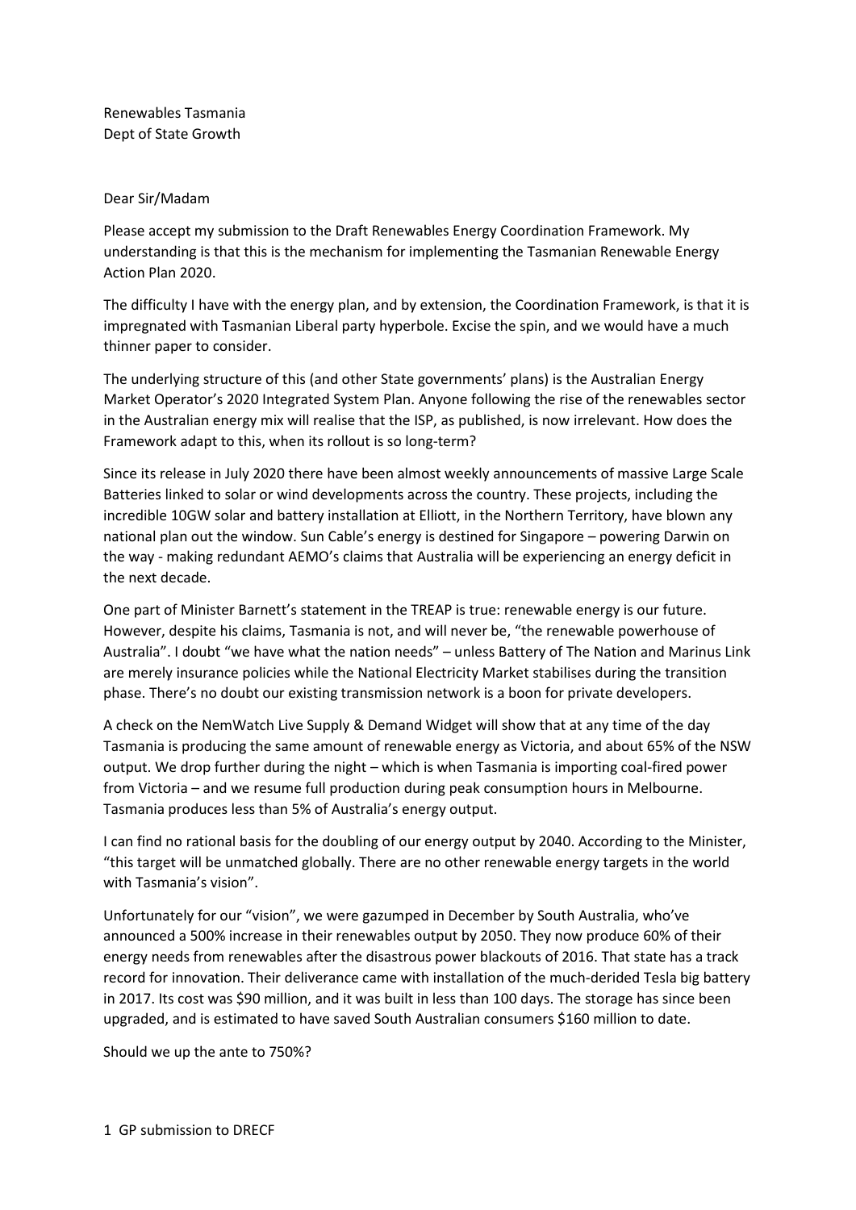Renewables Tasmania
Dept of State Growth

Dear Sir/Madam

Please accept my submission to the Draft Renewables Energy Coordination Framework. My understanding is that this is the mechanism for implementing the Tasmanian Renewable Energy Action Plan 2020.

The difficulty I have with the energy plan, and by extension, the Coordination Framework, is that it is impregnated with Tasmanian Liberal party hyperbole. Excise the spin, and we would have a much thinner paper to consider.

The underlying structure of this (and other State governments' plans) is the Australian Energy Market Operator's 2020 Integrated System Plan. Anyone following the rise of the renewables sector in the Australian energy mix will realise that the ISP, as published, is now irrelevant. How does the Framework adapt to this, when its rollout is so long-term?

Since its release in July 2020 there have been almost weekly announcements of massive Large Scale Batteries linked to solar or wind developments across the country. These projects, including the incredible 10GW solar and battery installation at Elliott, in the Northern Territory, have blown any national plan out the window. Sun Cable's energy is destined for Singapore – powering Darwin on the way - making redundant AEMO's claims that Australia will be experiencing an energy deficit in the next decade.

One part of Minister Barnett's statement in the TREAP is true: renewable energy is our future. However, despite his claims, Tasmania is not, and will never be, "the renewable powerhouse of Australia". I doubt "we have what the nation needs" – unless Battery of The Nation and Marinus Link are merely insurance policies while the National Electricity Market stabilises during the transition phase. There's no doubt our existing transmission network is a boon for private developers.

A check on the NemWatch Live Supply & Demand Widget will show that at any time of the day Tasmania is producing the same amount of renewable energy as Victoria, and about 65% of the NSW output. We drop further during the night – which is when Tasmania is importing coal-fired power from Victoria – and we resume full production during peak consumption hours in Melbourne. Tasmania produces less than 5% of Australia's energy output.

I can find no rational basis for the doubling of our energy output by 2040. According to the Minister, "this target will be unmatched globally. There are no other renewable energy targets in the world with Tasmania's vision".

Unfortunately for our "vision", we were gazumped in December by South Australia, who've announced a 500% increase in their renewables output by 2050. They now produce 60% of their energy needs from renewables after the disastrous power blackouts of 2016. That state has a track record for innovation. Their deliverance came with installation of the much-derided Tesla big battery in 2017. Its cost was $90 million, and it was built in less than 100 days. The storage has since been upgraded, and is estimated to have saved South Australian consumers $160 million to date.

Should we up the ante to 750%?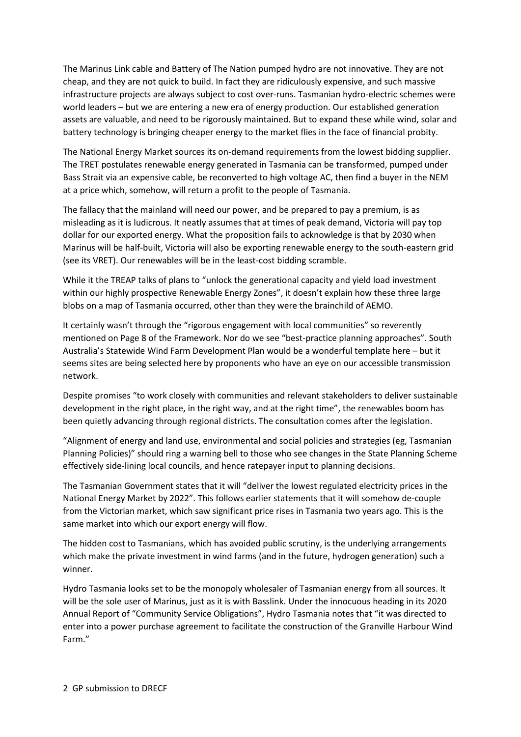The Marinus Link cable and Battery of The Nation pumped hydro are not innovative. They are not cheap, and they are not quick to build. In fact they are ridiculously expensive, and such massive infrastructure projects are always subject to cost over-runs. Tasmanian hydro-electric schemes were world leaders – but we are entering a new era of energy production. Our established generation assets are valuable, and need to be rigorously maintained. But to expand these while wind, solar and battery technology is bringing cheaper energy to the market flies in the face of financial probity.

The National Energy Market sources its on-demand requirements from the lowest bidding supplier. The TRET postulates renewable energy generated in Tasmania can be transformed, pumped under Bass Strait via an expensive cable, be reconverted to high voltage AC, then find a buyer in the NEM at a price which, somehow, will return a profit to the people of Tasmania.

The fallacy that the mainland will need our power, and be prepared to pay a premium, is as misleading as it is ludicrous. It neatly assumes that at times of peak demand, Victoria will pay top dollar for our exported energy. What the proposition fails to acknowledge is that by 2030 when Marinus will be half-built, Victoria will also be exporting renewable energy to the south-eastern grid (see its VRET). Our renewables will be in the least-cost bidding scramble.

While it the TREAP talks of plans to "unlock the generational capacity and yield load investment within our highly prospective Renewable Energy Zones", it doesn't explain how these three large blobs on a map of Tasmania occurred, other than they were the brainchild of AEMO.

It certainly wasn't through the "rigorous engagement with local communities" so reverently mentioned on Page 8 of the Framework. Nor do we see "best-practice planning approaches". South Australia's Statewide Wind Farm Development Plan would be a wonderful template here – but it seems sites are being selected here by proponents who have an eye on our accessible transmission network.

Despite promises "to work closely with communities and relevant stakeholders to deliver sustainable development in the right place, in the right way, and at the right time", the renewables boom has been quietly advancing through regional districts. The consultation comes after the legislation.

"Alignment of energy and land use, environmental and social policies and strategies (eg, Tasmanian Planning Policies)" should ring a warning bell to those who see changes in the State Planning Scheme effectively side-lining local councils, and hence ratepayer input to planning decisions.

The Tasmanian Government states that it will "deliver the lowest regulated electricity prices in the National Energy Market by 2022". This follows earlier statements that it will somehow de-couple from the Victorian market, which saw significant price rises in Tasmania two years ago. This is the same market into which our export energy will flow.

The hidden cost to Tasmanians, which has avoided public scrutiny, is the underlying arrangements which make the private investment in wind farms (and in the future, hydrogen generation) such a winner.

Hydro Tasmania looks set to be the monopoly wholesaler of Tasmanian energy from all sources. It will be the sole user of Marinus, just as it is with Basslink. Under the innocuous heading in its 2020 Annual Report of "Community Service Obligations", Hydro Tasmania notes that "it was directed to enter into a power purchase agreement to facilitate the construction of the Granville Harbour Wind Farm."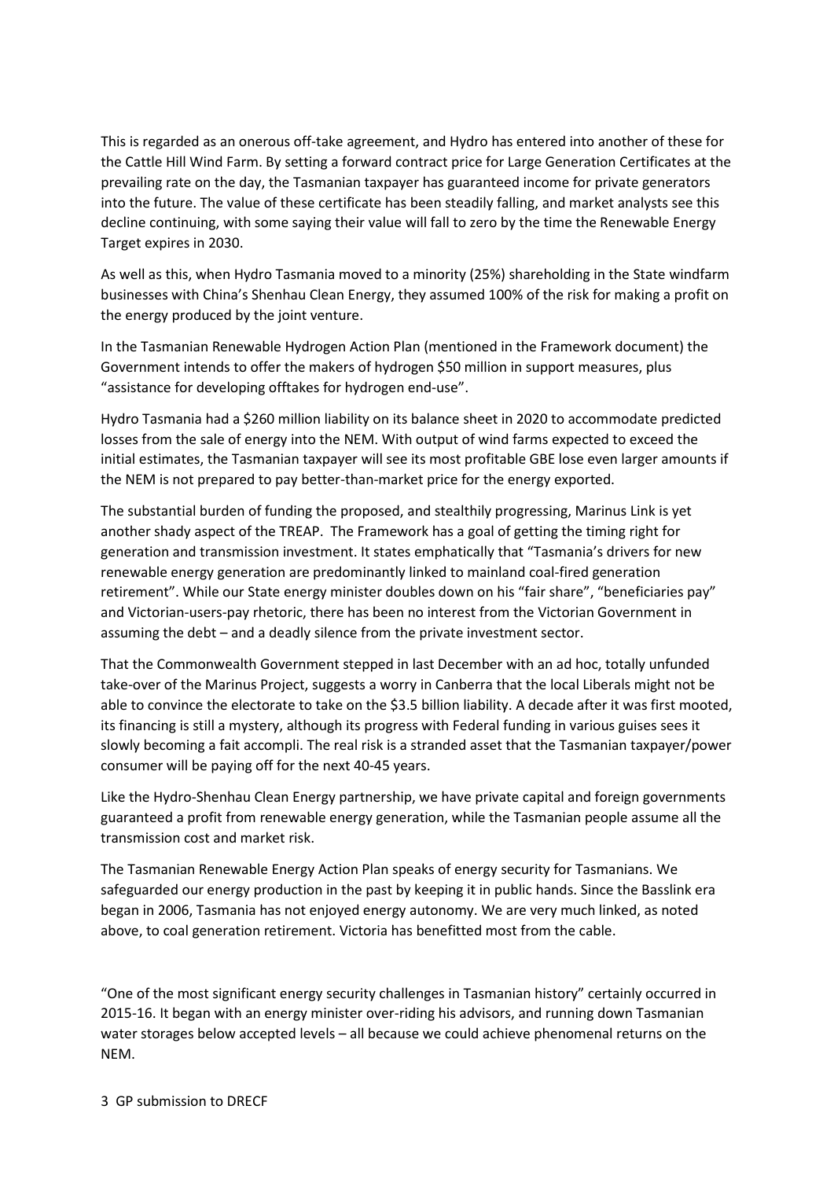This is regarded as an onerous off-take agreement, and Hydro has entered into another of these for the Cattle Hill Wind Farm. By setting a forward contract price for Large Generation Certificates at the prevailing rate on the day, the Tasmanian taxpayer has guaranteed income for private generators into the future. The value of these certificate has been steadily falling, and market analysts see this decline continuing, with some saying their value will fall to zero by the time the Renewable Energy Target expires in 2030.

As well as this, when Hydro Tasmania moved to a minority (25%) shareholding in the State windfarm businesses with China's Shenhau Clean Energy, they assumed 100% of the risk for making a profit on the energy produced by the joint venture.

In the Tasmanian Renewable Hydrogen Action Plan (mentioned in the Framework document) the Government intends to offer the makers of hydrogen $50 million in support measures, plus "assistance for developing offtakes for hydrogen end-use".

Hydro Tasmania had a $260 million liability on its balance sheet in 2020 to accommodate predicted losses from the sale of energy into the NEM. With output of wind farms expected to exceed the initial estimates, the Tasmanian taxpayer will see its most profitable GBE lose even larger amounts if the NEM is not prepared to pay better-than-market price for the energy exported.

The substantial burden of funding the proposed, and stealthily progressing, Marinus Link is yet another shady aspect of the TREAP. The Framework has a goal of getting the timing right for generation and transmission investment. It states emphatically that "Tasmania's drivers for new renewable energy generation are predominantly linked to mainland coal-fired generation retirement". While our State energy minister doubles down on his "fair share", "beneficiaries pay" and Victorian-users-pay rhetoric, there has been no interest from the Victorian Government in assuming the debt – and a deadly silence from the private investment sector.

That the Commonwealth Government stepped in last December with an ad hoc, totally unfunded take-over of the Marinus Project, suggests a worry in Canberra that the local Liberals might not be able to convince the electorate to take on the $3.5 billion liability. A decade after it was first mooted, its financing is still a mystery, although its progress with Federal funding in various guises sees it slowly becoming a fait accompli. The real risk is a stranded asset that the Tasmanian taxpayer/power consumer will be paying off for the next 40-45 years.

Like the Hydro-Shenhau Clean Energy partnership, we have private capital and foreign governments guaranteed a profit from renewable energy generation, while the Tasmanian people assume all the transmission cost and market risk.

The Tasmanian Renewable Energy Action Plan speaks of energy security for Tasmanians. We safeguarded our energy production in the past by keeping it in public hands. Since the Basslink era began in 2006, Tasmania has not enjoyed energy autonomy. We are very much linked, as noted above, to coal generation retirement. Victoria has benefitted most from the cable.

"One of the most significant energy security challenges in Tasmanian history" certainly occurred in 2015-16. It began with an energy minister over-riding his advisors, and running down Tasmanian water storages below accepted levels – all because we could achieve phenomenal returns on the NEM.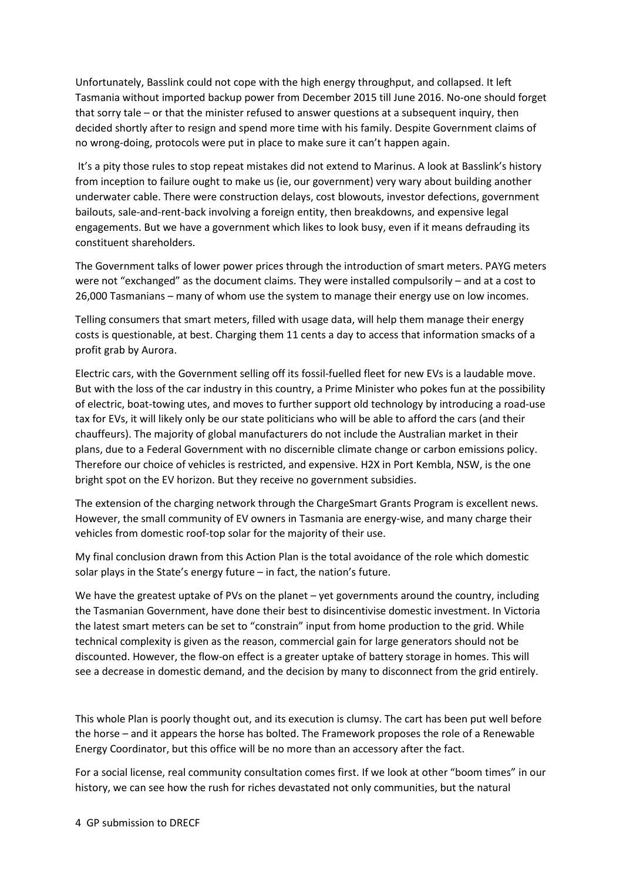Unfortunately, Basslink could not cope with the high energy throughput, and collapsed. It left Tasmania without imported backup power from December 2015 till June 2016. No-one should forget that sorry tale – or that the minister refused to answer questions at a subsequent inquiry, then decided shortly after to resign and spend more time with his family. Despite Government claims of no wrong-doing, protocols were put in place to make sure it can't happen again.

It's a pity those rules to stop repeat mistakes did not extend to Marinus. A look at Basslink's history from inception to failure ought to make us (ie, our government) very wary about building another underwater cable. There were construction delays, cost blowouts, investor defections, government bailouts, sale-and-rent-back involving a foreign entity, then breakdowns, and expensive legal engagements. But we have a government which likes to look busy, even if it means defrauding its constituent shareholders.

The Government talks of lower power prices through the introduction of smart meters. PAYG meters were not "exchanged" as the document claims. They were installed compulsorily – and at a cost to 26,000 Tasmanians – many of whom use the system to manage their energy use on low incomes.

Telling consumers that smart meters, filled with usage data, will help them manage their energy costs is questionable, at best. Charging them 11 cents a day to access that information smacks of a profit grab by Aurora.

Electric cars, with the Government selling off its fossil-fuelled fleet for new EVs is a laudable move. But with the loss of the car industry in this country, a Prime Minister who pokes fun at the possibility of electric, boat-towing utes, and moves to further support old technology by introducing a road-use tax for EVs, it will likely only be our state politicians who will be able to afford the cars (and their chauffeurs). The majority of global manufacturers do not include the Australian market in their plans, due to a Federal Government with no discernible climate change or carbon emissions policy. Therefore our choice of vehicles is restricted, and expensive. H2X in Port Kembla, NSW, is the one bright spot on the EV horizon. But they receive no government subsidies.

The extension of the charging network through the ChargeSmart Grants Program is excellent news. However, the small community of EV owners in Tasmania are energy-wise, and many charge their vehicles from domestic roof-top solar for the majority of their use.

My final conclusion drawn from this Action Plan is the total avoidance of the role which domestic solar plays in the State's energy future – in fact, the nation's future.

We have the greatest uptake of PVs on the planet – yet governments around the country, including the Tasmanian Government, have done their best to disincentivise domestic investment. In Victoria the latest smart meters can be set to "constrain" input from home production to the grid. While technical complexity is given as the reason, commercial gain for large generators should not be discounted. However, the flow-on effect is a greater uptake of battery storage in homes. This will see a decrease in domestic demand, and the decision by many to disconnect from the grid entirely.

This whole Plan is poorly thought out, and its execution is clumsy. The cart has been put well before the horse – and it appears the horse has bolted. The Framework proposes the role of a Renewable Energy Coordinator, but this office will be no more than an accessory after the fact.

For a social license, real community consultation comes first. If we look at other "boom times" in our history, we can see how the rush for riches devastated not only communities, but the natural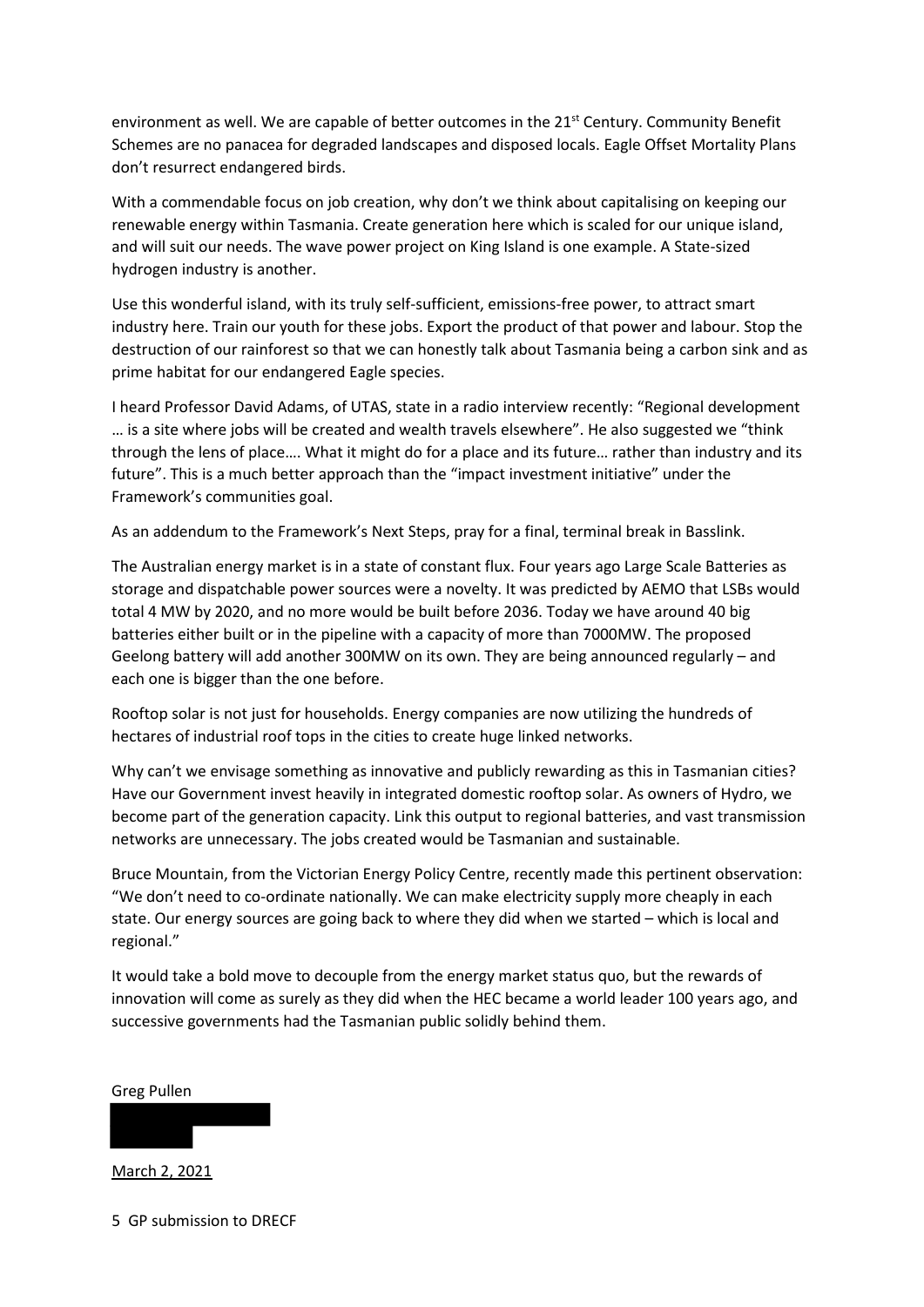environment as well. We are capable of better outcomes in the 21st Century. Community Benefit Schemes are no panacea for degraded landscapes and disposed locals. Eagle Offset Mortality Plans don't resurrect endangered birds.

With a commendable focus on job creation, why don't we think about capitalising on keeping our renewable energy within Tasmania. Create generation here which is scaled for our unique island, and will suit our needs. The wave power project on King Island is one example. A State-sized hydrogen industry is another.

Use this wonderful island, with its truly self-sufficient, emissions-free power, to attract smart industry here. Train our youth for these jobs. Export the product of that power and labour. Stop the destruction of our rainforest so that we can honestly talk about Tasmania being a carbon sink and as prime habitat for our endangered Eagle species.

I heard Professor David Adams, of UTAS, state in a radio interview recently: "Regional development … is a site where jobs will be created and wealth travels elsewhere". He also suggested we "think through the lens of place…. What it might do for a place and its future… rather than industry and its future". This is a much better approach than the "impact investment initiative" under the Framework's communities goal.

As an addendum to the Framework's Next Steps, pray for a final, terminal break in Basslink.

The Australian energy market is in a state of constant flux. Four years ago Large Scale Batteries as storage and dispatchable power sources were a novelty. It was predicted by AEMO that LSBs would total 4 MW by 2020, and no more would be built before 2036. Today we have around 40 big batteries either built or in the pipeline with a capacity of more than 7000MW. The proposed Geelong battery will add another 300MW on its own. They are being announced regularly – and each one is bigger than the one before.

Rooftop solar is not just for households. Energy companies are now utilizing the hundreds of hectares of industrial roof tops in the cities to create huge linked networks.

Why can't we envisage something as innovative and publicly rewarding as this in Tasmanian cities? Have our Government invest heavily in integrated domestic rooftop solar. As owners of Hydro, we become part of the generation capacity. Link this output to regional batteries, and vast transmission networks are unnecessary. The jobs created would be Tasmanian and sustainable.

Bruce Mountain, from the Victorian Energy Policy Centre, recently made this pertinent observation: "We don't need to co-ordinate nationally. We can make electricity supply more cheaply in each state. Our energy sources are going back to where they did when we started – which is local and regional."

It would take a bold move to decouple from the energy market status quo, but the rewards of innovation will come as surely as they did when the HEC became a world leader 100 years ago, and successive governments had the Tasmanian public solidly behind them.

Greg Pullen

March 2, 2021